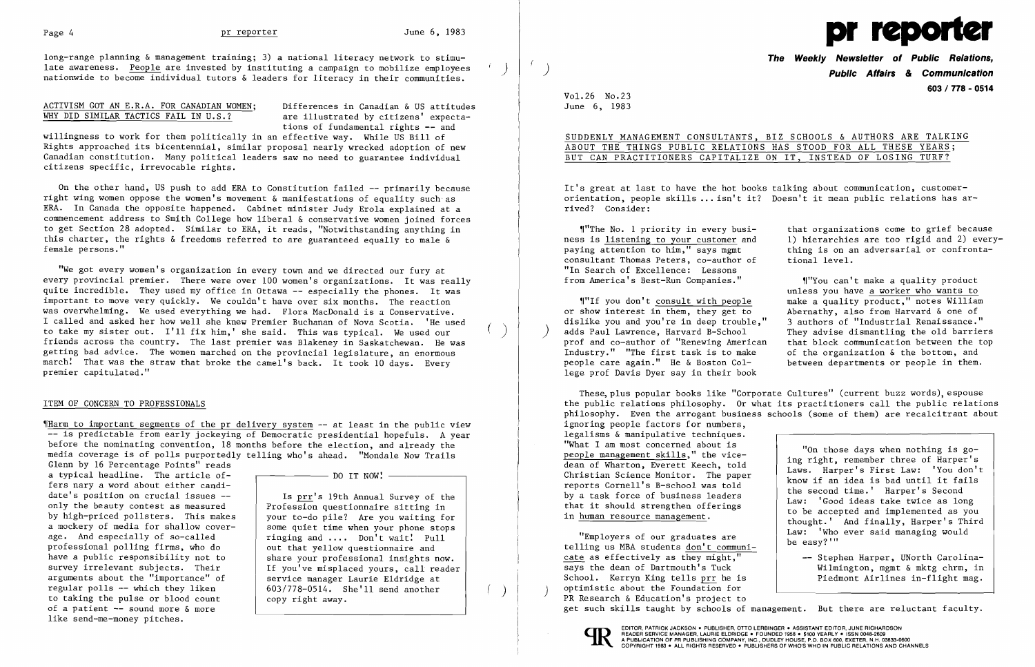long-range planning & management training; 3) a national literacy network to stimulate awareness. People are invested by instituting a campaign to mobilize employees nationwide to become individual tutors & leaders for literacy in their communities.

## ACTIVISM GOT AN E.R.A. FOR CANADIAN WOMEN; WHY DID SIMILAR TACTICS FAIL IN U.S.?

Differences in Canadian & US attitudes are illustrated by citizens' expectations of fundamental rights -- and willingness to work for them politically in an effective way. While US Bill of Rights approached its bicentennial, similar proposal nearly wrecked adoption of new Canadian constitution. Many political leaders saw no need to guarantee individual citizens specific, irrevocable rights.

On the other hand, US push to add ERA to Constitution failed -- primarily because right wing women oppose the women's movement & manifestations of equality such as ERA. In Canada the opposite happened. Cabinet minister Judy Erola explained at a commencement address to Smith College how liberal & conservative women joined forces to get Section 28 adopted. Similar to ERA, it reads, "Notwithstanding anything in this charter, the rights & freedoms referred to are guaranteed equally to male & female persons."

"We got every women's organization in every town and we directed our fury at every provincial premier. There were over 100 women's organizations. It was really quite incredible. They used my office in Ottawa -- especially the phones. It was important to move very quickly. We couldn't have over six months. The reaction was overwhelming. We used everything we had. Flora MacDonald is a Conservative. I called and asked her how well she knew Premier Buchanan of Nova Scotia. 'He used to take my sister out. I'll fix him,' she said. This was typical. We used our friends across the country. The last premier was Blakeney in Saskatchewan. He was getting bad advice. The women marched on the provincial legislature, an enormous march! That was the straw that broke the camel's back. It took 10 days. Every premier capitulated."

## ITEM OF CONCERN TO PROFESSIONALS

¶Harm to important segments of the pr delivery system -- at least in the public view -- is predictable from early jockeying of Democratic presidential hopefuls. A year before the nominating convention, 18 months before the election, and already the media coverage is of polls purportedly telling who's ahead. "Mondale Now Trails Glenn by 16 Percentage Points" reads a typical headline. The article offers nary a word about either candidate's position on crucial issues -- only the beauty contest as measured by high-priced pollsters. This makes a mockery of media for shallow coverage. And especially of so-called professional polling firms, who do have a public responsibility not to survey irrelevant subjects. Their arguments about the "importance" of regular polls -- which they liken to taking the pulse or blood count of a patient -- sound more & more like send-me-money pitches.

> **DO IT NOW!**
>
> Is prr's 19th Annual Survey of the Profession questionnaire sitting in your to-do pile? Are you waiting for some quiet time when your phone stops ringing and .... Don't wait! Pull out that yellow questionnaire and share your professional insights now. If you've misplaced yours, call reader service manager Laurie Eldridge at 603/778-0514. She'll send another copy right away.

# pr reporter

**The Weekly Newsletter of Public Relations, Public Affairs & Communication**
**603 / 778 - 0514**

Vol.26 No.23
June 6, 1983

## SUDDENLY MANAGEMENT CONSULTANTS, BIZ SCHOOLS & AUTHORS ARE TALKING ABOUT THE THINGS PUBLIC RELATIONS HAS STOOD FOR ALL THESE YEARS; BUT CAN PRACTITIONERS CAPITALIZE ON IT, INSTEAD OF LOSING TURF?

It's great at last to have the hot books talking about communication, customer-orientation, people skills ... isn't it? Doesn't it mean public relations has arrived? Consider:

¶"The No. 1 priority in every business is listening to your customer and paying attention to him," says mgmt consultant Thomas Peters, co-author of "In Search of Excellence: Lessons from America's Best-Run Companies."

¶"If you don't consult with people or show interest in them, they get to dislike you and you're in deep trouble," adds Paul Lawrence, Harvard B-School prof and co-author of "Renewing American Industry." "The first task is to make people care again." He & Boston College prof Davis Dyer say in their book that organizations come to grief because 1) hierarchies are too rigid and 2) everything is on an adversarial or confrontational level.

¶"You can't make a quality product unless you have a worker who wants to make a quality product," notes William Abernathy, also from Harvard & one of 3 authors of "Industrial Renaissance." They advise dismantling the old barriers that block communication between the top of the organization & the bottom, and between departments or people in them.

These, plus popular books like "Corporate Cultures" (current buzz words), espouse the public relations philosophy. Or what its practitioners call the public relations philosophy. Even the arrogant business schools (some of them) are recalcitrant about ignoring people factors for numbers, legalisms & manipulative techniques. "What I am most concerned about is people management skills," the vice-dean of Wharton, Everett Keech, told Christian Science Monitor. The paper reports Cornell's B-school was told by a task force of business leaders that it should strengthen offerings in human resource management.

"Employers of our graduates are telling us MBA students don't communicate as effectively as they might," says the dean of Dartmouth's Tuck School. Kerryn King tells prr he is optimistic about the Foundation for PR Research & Education's project to get such skills taught by schools of management. But there are reluctant faculty.

> "On those days when nothing is going right, remember three of Harper's Laws. Harper's First Law: 'You don't know if an idea is bad until it fails the second time.' Harper's Second Law: 'Good ideas take twice as long to be accepted and implemented as you thought.' And finally, Harper's Third Law: 'Who ever said managing would be easy?'"
>
> -- Stephen Harper, UNorth Carolina-Wilmington, mgmt & mktg chrm, in Piedmont Airlines in-flight mag.

EDITOR, PATRICK JACKSON • PUBLISHER, OTTO LERBINGER • ASSISTANT EDITOR, JUNE RICHARDSON
READER SERVICE MANAGER, LAURIE ELDRIDGE • FOUNDED 1958 • $100 YEARLY • ISSN 0048-2609
A PUBLICATION OF PR PUBLISHING COMPANY, INC., DUDLEY HOUSE, P.O. BOX 600, EXETER, N.H. 03833-0600
COPYRIGHT 1983 • ALL RIGHTS RESERVED • PUBLISHERS OF WHO'S WHO IN PUBLIC RELATIONS AND CHANNELS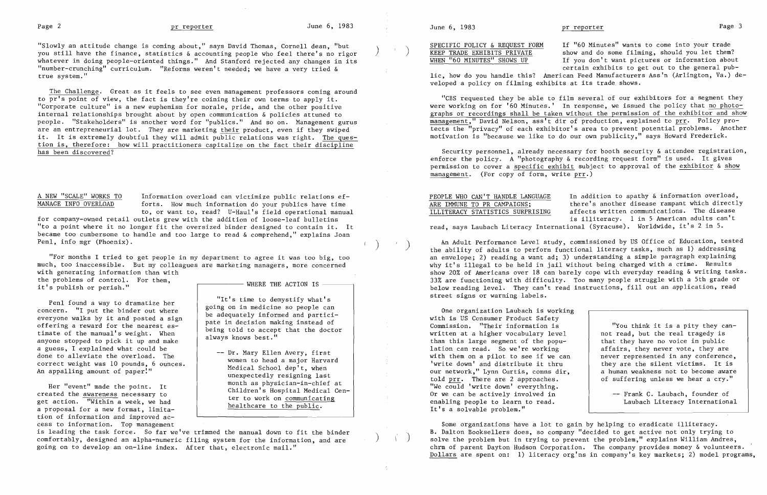"Slowly an attitude change is coming about," says David Thomas, Cornell dean, "but you still have the finance, statistics & accounting people who feel there's no rigor whatever in doing people-oriented things." And Stanford rejected any changes in its "number-crunching" curriculum. "Reforms weren't needed; we have a very tried & true system."

The Challenge. Great as it feels to see even management professors coming around to pr's point of view, the fact is they're coining their own terms to apply it. "Corporate culture" is a new euphemism for morale, pride, and the other positive internal relationships brought about by open communication & policies attuned to people. "Stakeholders" is another word for "publics." And so on. Management gurus are an entrepreneurial lot. They are marketing their product, even if they swiped it. It is extremely doubtful they will admit public relations was right. The question is, therefore: how will practitioners capitalize on the fact their discipline has been discovered?

## A NEW "SCALE" WORKS TO MANAGE INFO OVERLOAD

Information overload can victimize public relations efforts. How much information do your publics have time to, or want to, read? U-Haul's field operational manual for company-owned retail outlets grew with the addition of loose-leaf bulletins "to a point where it no longer fit the oversized binder designed to contain it. It became too cumbersome to handle and too large to read & comprehend," explains Joan Penl, info mgr (Phoenix).

"For months I tried to get people in my department to agree it was too big, too much, too inaccessible. But my colleagues are marketing managers, more concerned with generating information than with the problems of control. For them, it's publish or perish."

Penl found a way to dramatize her concern. "I put the binder out where everyone walks by it and posted a sign offering a reward for the nearest estimate of the manual's weight. When anyone stopped to pick it up and make a guess, I explained what could be done to alleviate the overload. The correct weight was 10 pounds, 6 ounces. An appalling amount of paper!"

Her "event" made the point. It created the awareness necessary to get action. "Within a week, we had a proposal for a new format, limitation of information and improved access to information. Top management is leading the task force. So far we've trimmed the manual down to fit the binder comfortably, designed an alpha-numeric filing system for the information, and are going on to develop an on-line index. After that, electronic mail."

> **WHERE THE ACTION IS**
>
> "It's time to demystify what's going on in medicine so people can be adequately informed and participate in decision making instead of being told to accept that the doctor always knows best."
>
> -- Dr. Mary Ellen Avery, first women to head a major Harvard Medical School dep't, when unexpectedly resigning last month as physician-in-chief at Children's Hospital Medical Center to work on communicating healthcare to the public.

## SPECIFIC POLICY & REQUEST FORM KEEP TRADE EXHIBITS PRIVATE WHEN "60 MINUTES" SHOWS UP

If "60 Minutes" wants to come into your trade show and do some filming, should you let them? If you don't want pictures or information about certain exhibits to get out to the general public, how do you handle this? American Feed Manufacturers Ass'n (Arlington, Va.) developed a policy on filming exhibits at its trade shows.

"CBS requested they be able to film several of our exhibitors for a segment they were working on for '60 Minutes.' In response, we issued the policy that no photographs or recordings shall be taken without the permission of the exhibitor and show management," David Nelson, ass't dir of production, explained to prr. Policy protects the "privacy" of each exhibitor's area to prevent potential problems. Another motivation is "because we like to do our own publicity," says Howard Frederick.

Security personnel, already necessary for booth security & attendee registration, enforce the policy. A "photography & recording request form" is used. It gives permission to cover a specific exhibit subject to approval of the exhibitor & show management. (For copy of form, write prr.)

## PEOPLE WHO CAN'T HANDLE LANGUAGE ARE IMMUNE TO PR CAMPAIGNS; ILLITERACY STATISTICS SURPRISING

In addition to apathy & information overload, there's another disease rampant which directly affects written communications. The disease is illiteracy. 1 in 5 American adults can't read, says Laubach Literacy International (Syracuse). Worldwide, it's 2 in 5.

An Adult Performance Level study, commissioned by US Office of Education, tested the ability of adults to perform functional literacy tasks, such as 1) addressing an envelope; 2) reading a want ad; 3) understanding a simple paragraph explaining why it's illegal to be held in jail without being charged with a crime. Results show 20% of Americans over 18 can barely cope with everyday reading & writing tasks. 33% are functioning with difficulty. Too many people struggle with a 5th grade or below reading level. They can't read instructions, fill out an application, read street signs or warning labels.

One organization Laubach is working with is US Consumer Product Safety Commission. "Their information is written at a higher vocabulary level than this large segment of the population can read. So we're working with them on a pilot to see if we can 'write down' and distribute it thru our network," Lynn Curtis, comns dir, told prr. There are 2 approaches. "We could 'write down' everything. Or we can be actively involved in enabling people to learn to read. It's a solvable problem."

> "You think it is a pity they cannot read, but the real tragedy is that they have no voice in public affairs, they never vote, they are never represented in any conference, they are the silent victims. It is a human weakness not to become aware of suffering unless we hear a cry."
>
> -- Frank C. Laubach, founder of Laubach Literacy International

Some organizations have a lot to gain by helping to eradicate illiteracy. B. Dalton Booksellers does, so company "decided to get active not only trying to solve the problem but in trying to prevent the problem," explains William Andres, chrm of parent Dayton Hudson Corporation. The company provides money & volunteers. Dollars are spent on: 1) literacy org'ns in company's key markets; 2) model programs,